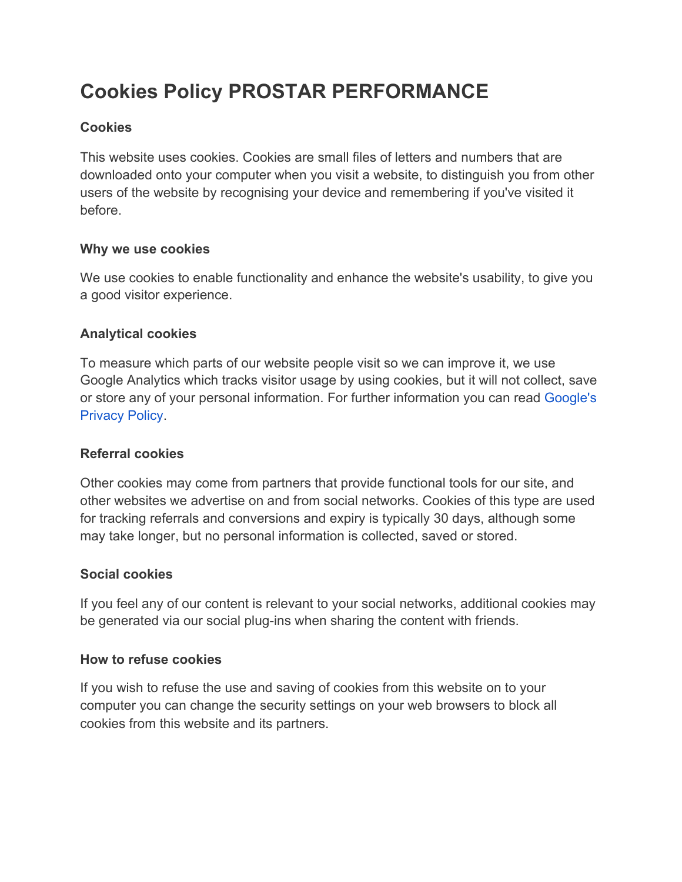# Cookies Policy PROSTAR PERFORMANCE

### Cookies

This website uses cookies. Cookies are small files of letters and numbers that are downloaded onto your computer when you visit a website, to distinguish you from other users of the website by recognising your device and remembering if you've visited it before.

### Why we use cookies

We use cookies to enable functionality and enhance the website's usability, to give you a good visitor experience.

### Analytical cookies

To measure which parts of our website people visit so we can improve it, we use Google Analytics which tracks visitor usage by using cookies, but it will not collect, save or store any of your personal information. For further information you can read Google's Privacy Policy.

### Referral cookies

Other cookies may come from partners that provide functional tools for our site, and other websites we advertise on and from social networks. Cookies of this type are used for tracking referrals and conversions and expiry is typically 30 days, although some may take longer, but no personal information is collected, saved or stored.

### Social cookies

If you feel any of our content is relevant to your social networks, additional cookies may be generated via our social plug-ins when sharing the content with friends.

### How to refuse cookies

If you wish to refuse the use and saving of cookies from this website on to your computer you can change the security settings on your web browsers to block all cookies from this website and its partners.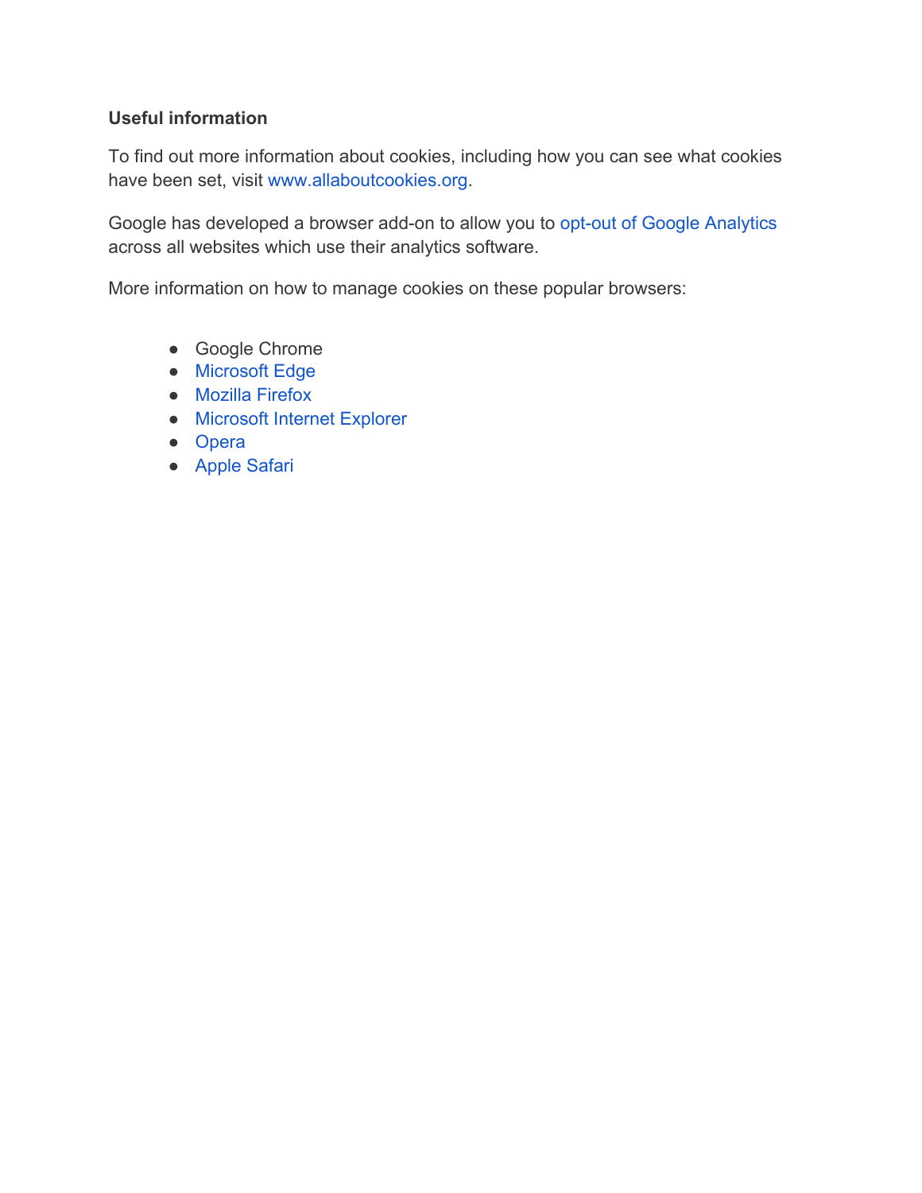**Useful information**

To find out more information about cookies, including how you can see what cookies have been set, visit www.allaboutcookies.org.

Google has developed a browser add-on to allow you to opt-out of Google Analytics across all websites which use their analytics software.

More information on how to manage cookies on these popular browsers:

- Google Chrome
- Microsoft Edge
- Mozilla Firefox
- Microsoft Internet Explorer
- Opera
- Apple Safari